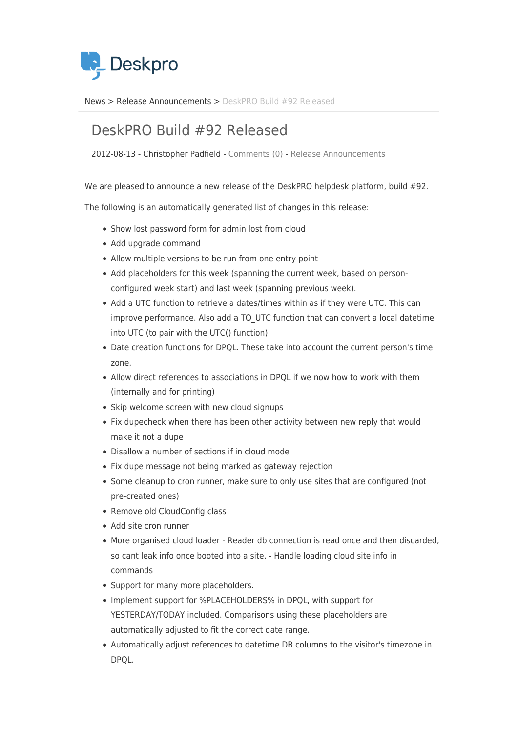Deskpro

News > Release Announcements > DeskPRO Build #92 Released

# DeskPRO Build #92 Released

2012-08-13 - Christopher Padfield - Comments (0) - Release Announcements

We are pleased to announce a new release of the DeskPRO helpdesk platform, build #92.

The following is an automatically generated list of changes in this release:

- Show lost password form for admin lost from cloud
- Add upgrade command
- Allow multiple versions to be run from one entry point
- Add placeholders for this week (spanning the current week, based on person-configured week start) and last week (spanning previous week).
- Add a UTC function to retrieve a dates/times within as if they were UTC. This can improve performance. Also add a TO_UTC function that can convert a local datetime into UTC (to pair with the UTC() function).
- Date creation functions for DPQL. These take into account the current person's time zone.
- Allow direct references to associations in DPQL if we now how to work with them (internally and for printing)
- Skip welcome screen with new cloud signups
- Fix dupecheck when there has been other activity between new reply that would make it not a dupe
- Disallow a number of sections if in cloud mode
- Fix dupe message not being marked as gateway rejection
- Some cleanup to cron runner, make sure to only use sites that are configured (not pre-created ones)
- Remove old CloudConfig class
- Add site cron runner
- More organised cloud loader - Reader db connection is read once and then discarded, so cant leak info once booted into a site. - Handle loading cloud site info in commands
- Support for many more placeholders.
- Implement support for %PLACEHOLDERS% in DPQL, with support for YESTERDAY/TODAY included. Comparisons using these placeholders are automatically adjusted to fit the correct date range.
- Automatically adjust references to datetime DB columns to the visitor's timezone in DPQL.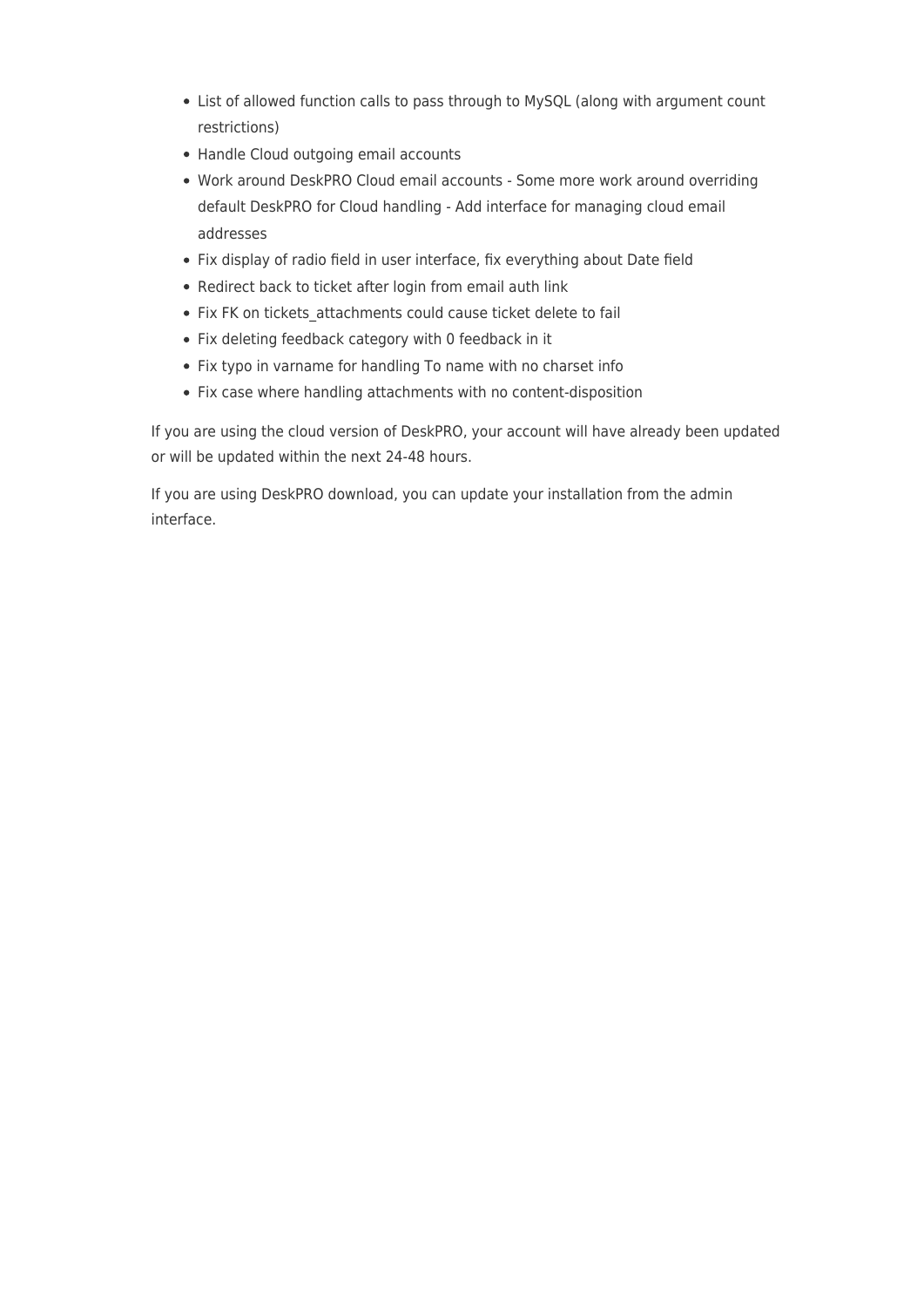- List of allowed function calls to pass through to MySQL (along with argument count restrictions)
- Handle Cloud outgoing email accounts
- Work around DeskPRO Cloud email accounts - Some more work around overriding default DeskPRO for Cloud handling - Add interface for managing cloud email addresses
- Fix display of radio field in user interface, fix everything about Date field
- Redirect back to ticket after login from email auth link
- Fix FK on tickets_attachments could cause ticket delete to fail
- Fix deleting feedback category with 0 feedback in it
- Fix typo in varname for handling To name with no charset info
- Fix case where handling attachments with no content-disposition

If you are using the cloud version of DeskPRO, your account will have already been updated or will be updated within the next 24-48 hours.

If you are using DeskPRO download, you can update your installation from the admin interface.